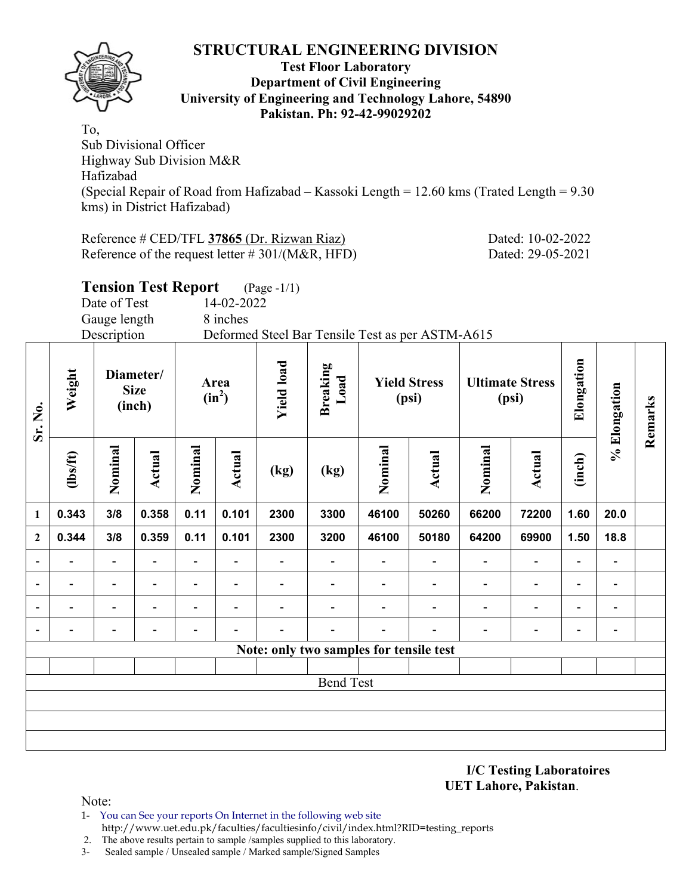# STRUCTURAL ENGINEERING DIVISION

**Test Floor Laboratory**
**Department of Civil Engineering**
**University of Engineering and Technology Lahore, 54890**
**Pakistan. Ph: 92-42-99029202**

To,
Sub Divisional Officer
Highway Sub Division M&R
Hafizabad
(Special Repair of Road from Hafizabad – Kassoki Length = 12.60 kms (Trated Length = 9.30 kms) in District Hafizabad)

Reference # CED/TFL **37865** (Dr. Rizwan Riaz) Dated: 10-02-2022
Reference of the request letter # 301/(M&R, HFD) Dated: 29-05-2021

## Tension Test Report (Page -1/1)

Date of Test 14-02-2022
Gauge length 8 inches
Description Deformed Steel Bar Tensile Test as per ASTM-A615

| Sr. No. | Weight | Diameter/ Size (inch) | | Area ($in^2$) | | Yield load | Breaking Load | Yield Stress (psi) | | Ultimate Stress (psi) | | Elongation | % Elongation | Remarks |
|---|---|---|---|---|---|---|---|---|---|---|---|---|---|---|
| | (lbs/ft) | Nominal | Actual | Nominal | Actual | (kg) | (kg) | Nominal | Actual | Nominal | Actual | (inch) | | |
| **1** | **0.343** | **3/8** | **0.358** | **0.11** | **0.101** | **2300** | **3300** | **46100** | **50260** | **66200** | **72200** | **1.60** | **20.0** | |
| **2** | **0.344** | **3/8** | **0.359** | **0.11** | **0.101** | **2300** | **3200** | **46100** | **50180** | **64200** | **69900** | **1.50** | **18.8** | |
| - | - | - | - | - | - | - | - | - | - | - | - | - | - | |
| - | - | - | - | - | - | - | - | - | - | - | - | - | - | |
| - | - | - | - | - | - | - | - | - | - | - | - | - | - | |
| - | - | - | - | - | - | - | - | - | - | - | - | - | - | |
| **Note: only two samples for tensile test** | | | | | | | | | | | | | | |
| | | | | | | | | | | | | | | |
| Bend Test | | | | | | | | | | | | | | |

**I/C Testing Laboratoires**
**UET Lahore, Pakistan**.

Note:

1- You can See your reports On Internet in the following web site
http://www.uet.edu.pk/faculties/facultiesinfo/civil/index.html?RID=testing_reports
2. The above results pertain to sample /samples supplied to this laboratory.
3- Sealed sample / Unsealed sample / Marked sample/Signed Samples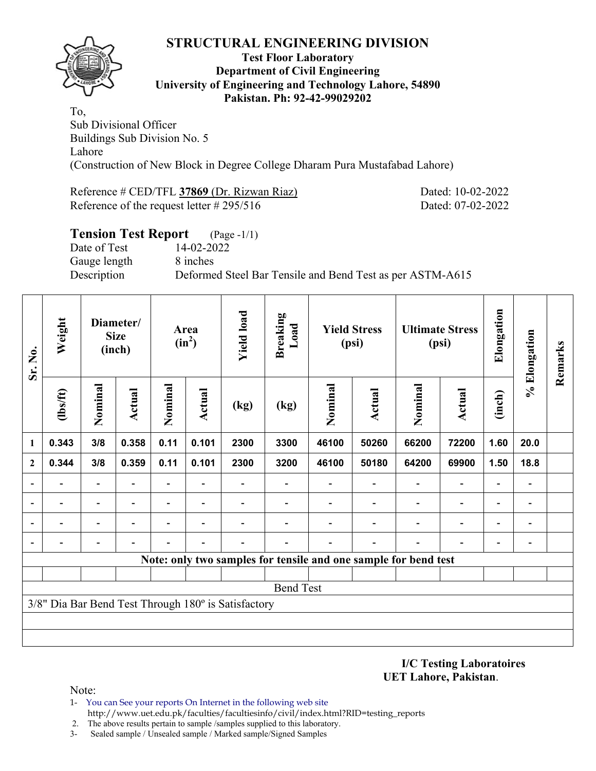# STRUCTURAL ENGINEERING DIVISION

**Test Floor Laboratory**
**Department of Civil Engineering**
**University of Engineering and Technology Lahore, 54890**
**Pakistan. Ph: 92-42-99029202**

To,
Sub Divisional Officer
Buildings Sub Division No. 5
Lahore
(Construction of New Block in Degree College Dharam Pura Mustafabad Lahore)

Reference # CED/TFL **37869** (Dr. Rizwan Riaz) Dated: 10-02-2022
Reference of the request letter # 295/516 Dated: 07-02-2022

## Tension Test Report (Page -1/1)

Date of Test 14-02-2022
Gauge length 8 inches
Description Deformed Steel Bar Tensile and Bend Test as per ASTM-A615

| Sr. No. | Weight | Diameter/ Size (inch) | | Area ($in^2$) | | Yield load | Breaking Load | Yield Stress (psi) | | Ultimate Stress (psi) | | Elongation | % Elongation | Remarks |
|---|---|---|---|---|---|---|---|---|---|---|---|---|---|---|
| | (lbs/ft) | Nominal | Actual | Nominal | Actual | (kg) | (kg) | Nominal | Actual | Nominal | Actual | (inch) | | |
| 1 | 0.343 | 3/8 | 0.358 | 0.11 | 0.101 | 2300 | 3300 | 46100 | 50260 | 66200 | 72200 | 1.60 | 20.0 | |
| 2 | 0.344 | 3/8 | 0.359 | 0.11 | 0.101 | 2300 | 3200 | 46100 | 50180 | 64200 | 69900 | 1.50 | 18.8 | |
| - | - | - | - | - | - | - | - | - | - | - | - | - | - | |
| - | - | - | - | - | - | - | - | - | - | - | - | - | - | |
| - | - | - | - | - | - | - | - | - | - | - | - | - | - | |
| - | - | - | - | - | - | - | - | - | - | - | - | - | - | |

**Note: only two samples for tensile and one sample for bend test**

Bend Test

3/8" Dia Bar Bend Test Through 180º is Satisfactory

**I/C Testing Laboratoires**
**UET Lahore, Pakistan**.

Note:
1- You can See your reports On Internet in the following web site http://www.uet.edu.pk/faculties/facultiesinfo/civil/index.html?RID=testing_reports
2. The above results pertain to sample /samples supplied to this laboratory.
3- Sealed sample / Unsealed sample / Marked sample/Signed Samples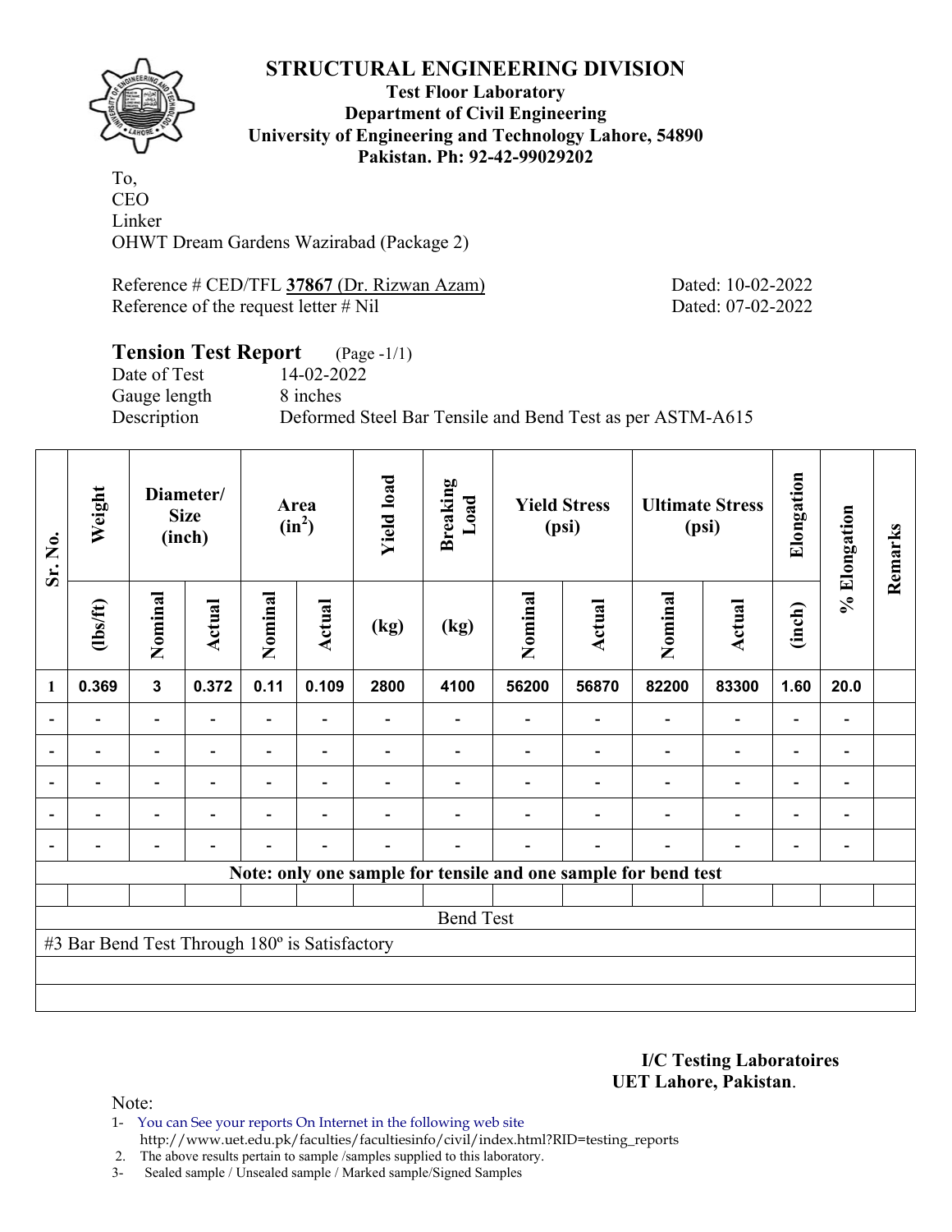# STRUCTURAL ENGINEERING DIVISION

**Test Floor Laboratory**
**Department of Civil Engineering**
**University of Engineering and Technology Lahore, 54890**
**Pakistan. Ph: 92-42-99029202**

To,
CEO
Linker
OHWT Dream Gardens Wazirabad (Package 2)

Reference # CED/TFL **37867** (Dr. Rizwan Azam) Dated: 10-02-2022
Reference of the request letter # Nil Dated: 07-02-2022

**Tension Test Report** (Page -1/1)
Date of Test 14-02-2022
Gauge length 8 inches
Description Deformed Steel Bar Tensile and Bend Test as per ASTM-A615

| Sr. No. | Weight | Diameter/ Size (inch) | | Area ($in^2$) | | Yield load | Breaking Load | Yield Stress (psi) | | Ultimate Stress (psi) | | Elongation | % Elongation | Remarks |
|---|---|---|---|---|---|---|---|---|---|---|---|---|---|---|
| | (lbs/ft) | Nominal | Actual | Nominal | Actual | (kg) | (kg) | Nominal | Actual | Nominal | Actual | (inch) | | |
| 1 | 0.369 | 3 | 0.372 | 0.11 | 0.109 | 2800 | 4100 | 56200 | 56870 | 82200 | 83300 | 1.60 | 20.0 | |
| - | - | - | - | - | - | - | - | - | - | - | - | - | - | |
| - | - | - | - | - | - | - | - | - | - | - | - | - | - | |
| - | - | - | - | - | - | - | - | - | - | - | - | - | - | |
| - | - | - | - | - | - | - | - | - | - | - | - | - | - | |
| - | - | - | - | - | - | - | - | - | - | - | - | - | - | |
| Note: only one sample for tensile and one sample for bend test | | | | | | | | | | | | | | |
| | | | | | | | | | | | | | | |
| Bend Test | | | | | | | | | | | | | | |
| #3 Bar Bend Test Through 180º is Satisfactory | | | | | | | | | | | | | | |

**I/C Testing Laboratoires**
**UET Lahore, Pakistan**.

Note:

1- You can See your reports On Internet in the following web site http://www.uet.edu.pk/faculties/facultiesinfo/civil/index.html?RID=testing_reports
2. The above results pertain to sample /samples supplied to this laboratory.
3- Sealed sample / Unsealed sample / Marked sample/Signed Samples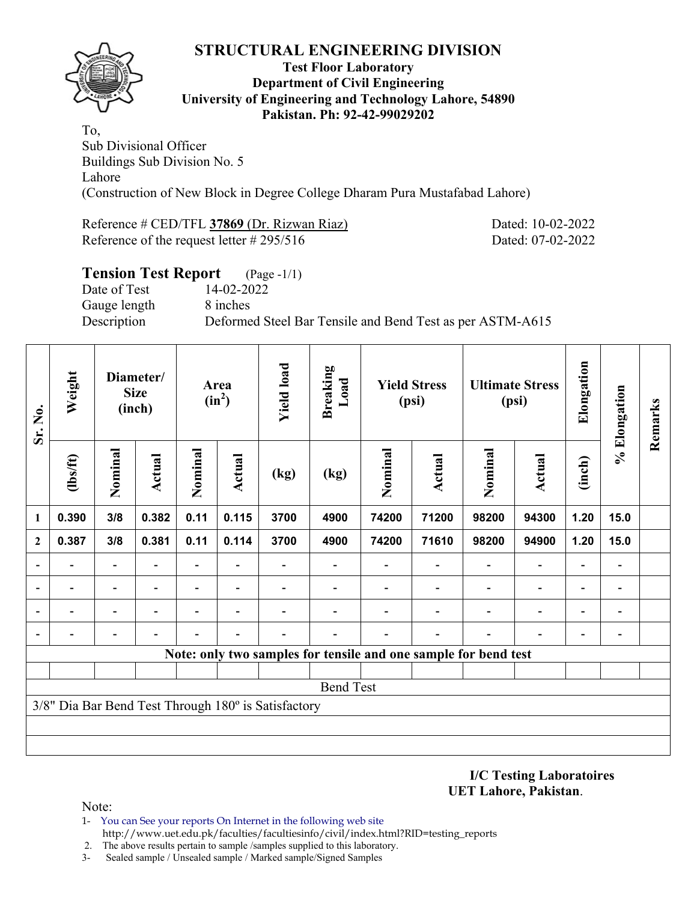# STRUCTURAL ENGINEERING DIVISION

**Test Floor Laboratory**
**Department of Civil Engineering**
**University of Engineering and Technology Lahore, 54890**
**Pakistan. Ph: 92-42-99029202**

To,
Sub Divisional Officer
Buildings Sub Division No. 5
Lahore
(Construction of New Block in Degree College Dharam Pura Mustafabad Lahore)

Reference # CED/TFL **37869** (Dr. Rizwan Riaz) Dated: 10-02-2022
Reference of the request letter # 295/516 Dated: 07-02-2022

## Tension Test Report (Page -1/1)

Date of Test 14-02-2022
Gauge length 8 inches
Description Deformed Steel Bar Tensile and Bend Test as per ASTM-A615

| Sr. No. | Weight | Diameter/ Size (inch) | | Area ($in^2$) | | Yield load | Breaking Load | Yield Stress (psi) | | Ultimate Stress (psi) | | Elongation | % Elongation | Remarks |
|---|---|---|---|---|---|---|---|---|---|---|---|---|---|---|
| | (lbs/ft) | Nominal | Actual | Nominal | Actual | (kg) | (kg) | Nominal | Actual | Nominal | Actual | (inch) | | |
| 1 | 0.390 | 3/8 | 0.382 | 0.11 | 0.115 | 3700 | 4900 | 74200 | 71200 | 98200 | 94300 | 1.20 | 15.0 | |
| 2 | 0.387 | 3/8 | 0.381 | 0.11 | 0.114 | 3700 | 4900 | 74200 | 71610 | 98200 | 94900 | 1.20 | 15.0 | |
| - | - | - | - | - | - | - | - | - | - | - | - | - | - | |
| - | - | - | - | - | - | - | - | - | - | - | - | - | - | |
| - | - | - | - | - | - | - | - | - | - | - | - | - | - | |
| - | - | - | - | - | - | - | - | - | - | - | - | - | - | |

**Note: only two samples for tensile and one sample for bend test**

Bend Test

3/8" Dia Bar Bend Test Through 180º is Satisfactory

**I/C Testing Laboratoires**
**UET Lahore, Pakistan**.

Note:
1- You can See your reports On Internet in the following web site
http://www.uet.edu.pk/faculties/facultiesinfo/civil/index.html?RID=testing_reports
2. The above results pertain to sample /samples supplied to this laboratory.
3- Sealed sample / Unsealed sample / Marked sample/Signed Samples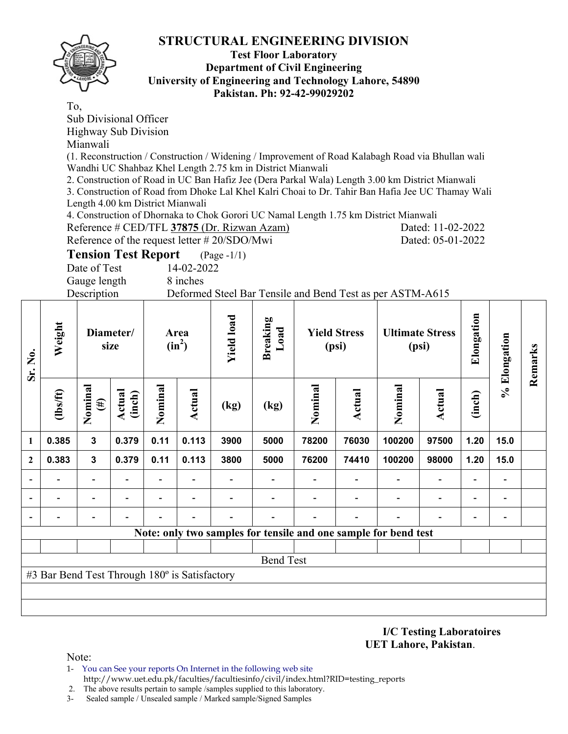# STRUCTURAL ENGINEERING DIVISION

**Test Floor Laboratory**
**Department of Civil Engineering**
**University of Engineering and Technology Lahore, 54890**
**Pakistan. Ph: 92-42-99029202**

To,
Sub Divisional Officer
Highway Sub Division
Mianwali

(1. Reconstruction / Construction / Widening / Improvement of Road Kalabagh Road via Bhullan wali Wandhi UC Shahbaz Khel Length 2.75 km in District Mianwali
2. Construction of Road in UC Ban Hafiz Jee (Dera Parkal Wala) Length 3.00 km District Mianwali
3. Construction of Road from Dhoke Lal Khel Kalri Choai to Dr. Tahir Ban Hafia Jee UC Thamay Wali Length 4.00 km District Mianwali
4. Construction of Dhornaka to Chok Gorori UC Namal Length 1.75 km District Mianwali

Reference # CED/TFL **37875** (Dr. Rizwan Azam) Dated: 11-02-2022
Reference of the request letter # 20/SDO/Mwi Dated: 05-01-2022

## Tension Test Report (Page -1/1)

Date of Test 14-02-2022
Gauge length 8 inches
Description Deformed Steel Bar Tensile and Bend Test as per ASTM-A615

| Sr. No. | Weight | Diameter/ size | | Area ($in^2$) | | Yield load | Breaking Load | Yield Stress (psi) | | Ultimate Stress (psi) | | Elongation | % Elongation | Remarks |
|---|---|---|---|---|---|---|---|---|---|---|---|---|---|---|
| | (lbs/ft) | Nominal (#) | Actual (inch) | Nominal | Actual | (kg) | (kg) | Nominal | Actual | Nominal | Actual | (inch) | | |
| 1 | 0.385 | 3 | 0.379 | 0.11 | 0.113 | 3900 | 5000 | 78200 | 76030 | 100200 | 97500 | 1.20 | 15.0 | |
| 2 | 0.383 | 3 | 0.379 | 0.11 | 0.113 | 3800 | 5000 | 76200 | 74410 | 100200 | 98000 | 1.20 | 15.0 | |
| - | - | - | - | - | - | - | - | - | - | - | - | - | - | |
| - | - | - | - | - | - | - | - | - | - | - | - | - | - | |
| - | - | - | - | - | - | - | - | - | - | - | - | - | - | |
| **Note: only two samples for tensile and one sample for bend test** | | | | | | | | | | | | | | |
| | | | | | | | | | | | | | | |
| Bend Test | | | | | | | | | | | | | | |
| #3 Bar Bend Test Through 180º is Satisfactory | | | | | | | | | | | | | | |

**I/C Testing Laboratoires**
**UET Lahore, Pakistan**.

Note:
1- You can See your reports On Internet in the following web site
http://www.uet.edu.pk/faculties/facultiesinfo/civil/index.html?RID=testing_reports
2. The above results pertain to sample /samples supplied to this laboratory.
3- Sealed sample / Unsealed sample / Marked sample/Signed Samples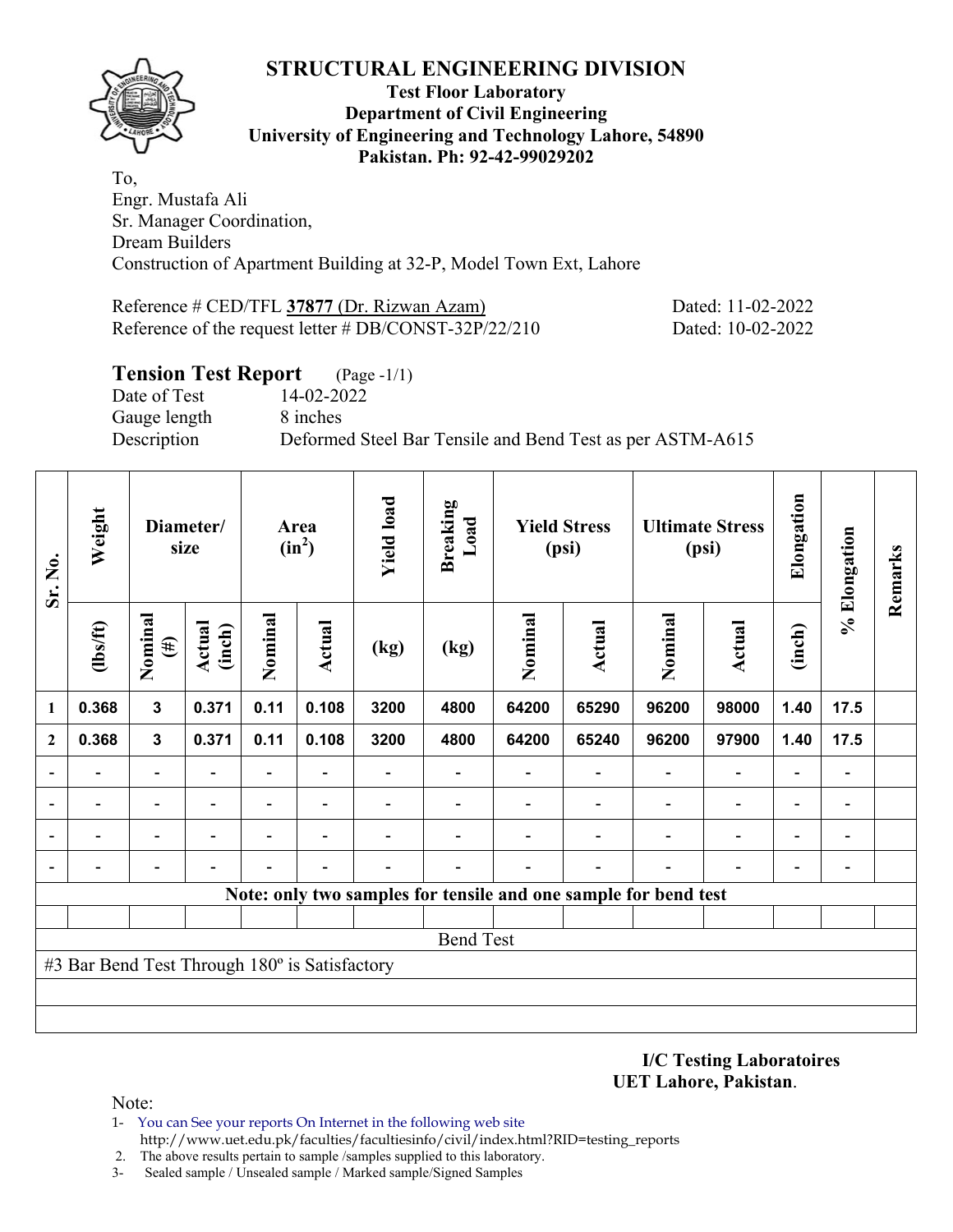# STRUCTURAL ENGINEERING DIVISION

**Test Floor Laboratory**
**Department of Civil Engineering**
**University of Engineering and Technology Lahore, 54890**
**Pakistan. Ph: 92-42-99029202**

To,
Engr. Mustafa Ali
Sr. Manager Coordination,
Dream Builders
Construction of Apartment Building at 32-P, Model Town Ext, Lahore

Reference # CED/TFL **37877** (Dr. Rizwan Azam) Dated: 11-02-2022
Reference of the request letter # DB/CONST-32P/22/210 Dated: 10-02-2022

## Tension Test Report (Page -1/1)

Date of Test 14-02-2022
Gauge length 8 inches
Description Deformed Steel Bar Tensile and Bend Test as per ASTM-A615

| Sr. No. | Weight | Diameter/ size | | Area ($in^2$) | | Yield load | Breaking Load | Yield Stress (psi) | | Ultimate Stress (psi) | | Elongation | % Elongation | Remarks |
|---|---|---|---|---|---|---|---|---|---|---|---|---|---|---|
| | (lbs/ft) | Nominal (#) | Actual (inch) | Nominal | Actual | (kg) | (kg) | Nominal | Actual | Nominal | Actual | (inch) | | |
| 1 | 0.368 | 3 | 0.371 | 0.11 | 0.108 | 3200 | 4800 | 64200 | 65290 | 96200 | 98000 | 1.40 | 17.5 | |
| 2 | 0.368 | 3 | 0.371 | 0.11 | 0.108 | 3200 | 4800 | 64200 | 65240 | 96200 | 97900 | 1.40 | 17.5 | |
| - | - | - | - | - | - | - | - | - | - | - | - | - | - | |
| - | - | - | - | - | - | - | - | - | - | - | - | - | - | |
| - | - | - | - | - | - | - | - | - | - | - | - | - | - | |
| - | - | - | - | - | - | - | - | - | - | - | - | - | - | |
| **Note: only two samples for tensile and one sample for bend test** | | | | | | | | | | | | | | |
| | | | | | | | | | | | | | | |
| Bend Test | | | | | | | | | | | | | | |
| #3 Bar Bend Test Through 180º is Satisfactory | | | | | | | | | | | | | | |

**I/C Testing Laboratoires**
**UET Lahore, Pakistan**.

Note:

1- You can See your reports On Internet in the following web site
 http://www.uet.edu.pk/faculties/facultiesinfo/civil/index.html?RID=testing_reports
2. The above results pertain to sample /samples supplied to this laboratory.
3- Sealed sample / Unsealed sample / Marked sample/Signed Samples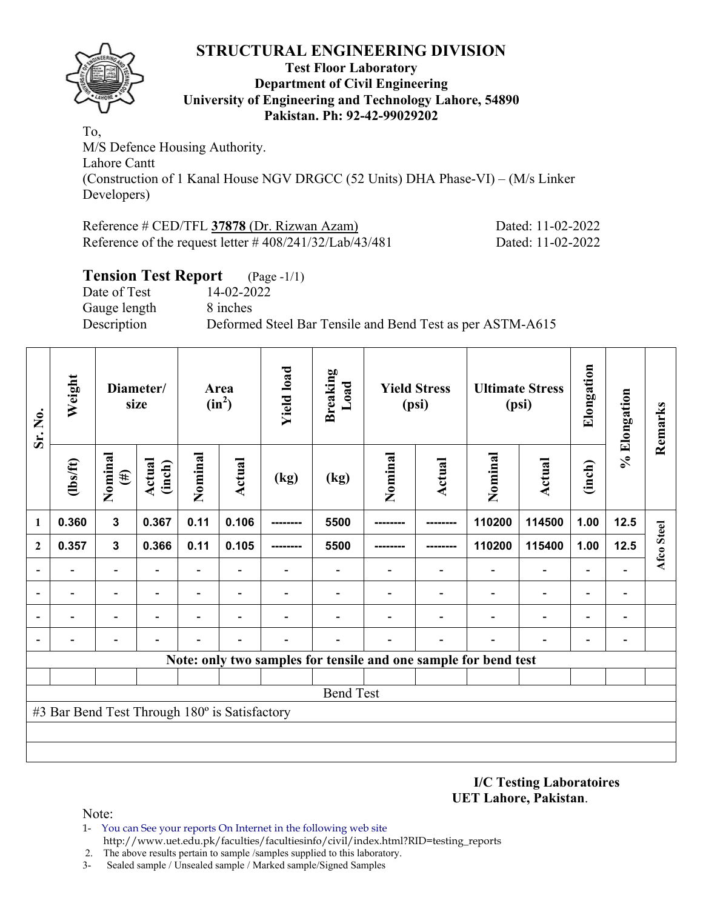# STRUCTURAL ENGINEERING DIVISION

**Test Floor Laboratory**
**Department of Civil Engineering**
**University of Engineering and Technology Lahore, 54890**
**Pakistan. Ph: 92-42-99029202**

To,
M/S Defence Housing Authority.
Lahore Cantt
(Construction of 1 Kanal House NGV DRGCC (52 Units) DHA Phase-VI) – (M/s Linker Developers)

Reference # CED/TFL **37878** (Dr. Rizwan Azam) Dated: 11-02-2022
Reference of the request letter # 408/241/32/Lab/43/481 Dated: 11-02-2022

## Tension Test Report (Page -1/1)

Date of Test 14-02-2022
Gauge length 8 inches
Description Deformed Steel Bar Tensile and Bend Test as per ASTM-A615

| Sr. No. | Weight | Diameter/ size | | Area ($in^2$) | | Yield load | Breaking Load | Yield Stress (psi) | | Ultimate Stress (psi) | | Elongation | % Elongation | Remarks |
|---|---|---|---|---|---|---|---|---|---|---|---|---|---|---|
| | (lbs/ft) | Nominal (#) | Actual (inch) | Nominal | Actual | (kg) | (kg) | Nominal | Actual | Nominal | Actual | (inch) | | |
| 1 | 0.360 | 3 | 0.367 | 0.11 | 0.106 | -------- | 5500 | -------- | -------- | 110200 | 114500 | 1.00 | 12.5 | Afco Steel |
| 2 | 0.357 | 3 | 0.366 | 0.11 | 0.105 | -------- | 5500 | -------- | -------- | 110200 | 115400 | 1.00 | 12.5 | |
| - | - | - | - | - | - | - | - | - | - | - | - | - | - | |
| - | - | - | - | - | - | - | - | - | - | - | - | - | - | |
| - | - | - | - | - | - | - | - | - | - | - | - | - | - | |
| - | - | - | - | - | - | - | - | - | - | - | - | - | - | |

**Note: only two samples for tensile and one sample for bend test**

Bend Test

#3 Bar Bend Test Through 180º is Satisfactory

**I/C Testing Laboratoires**
**UET Lahore, Pakistan**.

Note:
1- You can See your reports On Internet in the following web site
http://www.uet.edu.pk/faculties/facultiesinfo/civil/index.html?RID=testing_reports
2. The above results pertain to sample /samples supplied to this laboratory.
3- Sealed sample / Unsealed sample / Marked sample/Signed Samples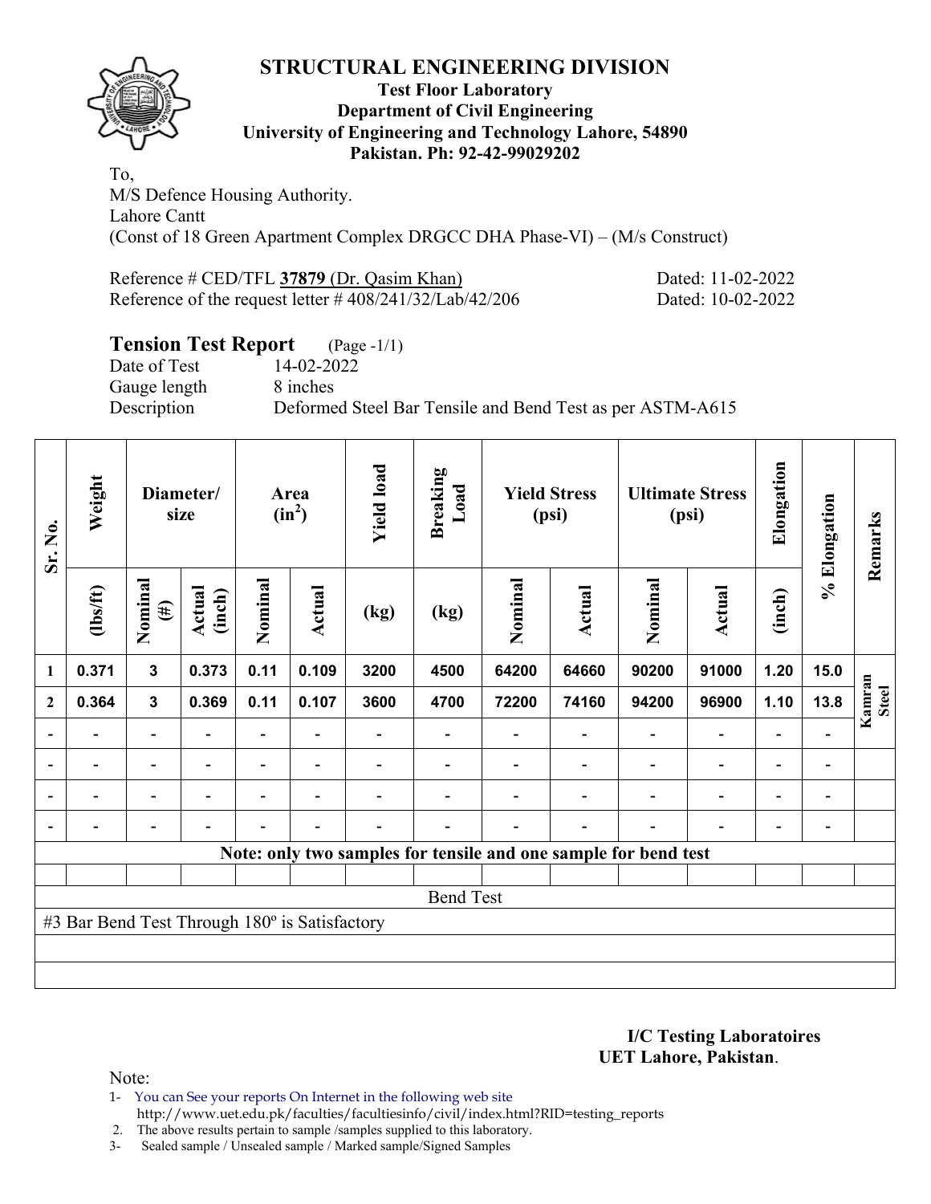# STRUCTURAL ENGINEERING DIVISION

**Test Floor Laboratory**
**Department of Civil Engineering**
**University of Engineering and Technology Lahore, 54890**
**Pakistan. Ph: 92-42-99029202**

To,
M/S Defence Housing Authority.
Lahore Cantt
(Const of 18 Green Apartment Complex DRGCC DHA Phase-VI) – (M/s Construct)

Reference # CED/TFL **37879** (Dr. Qasim Khan) Dated: 11-02-2022
Reference of the request letter # 408/241/32/Lab/42/206 Dated: 10-02-2022

## Tension Test Report (Page -1/1)

Date of Test 14-02-2022
Gauge length 8 inches
Description Deformed Steel Bar Tensile and Bend Test as per ASTM-A615

| Sr. No. | Weight | Diameter/ size | | Area ($in^2$) | | Yield load | Breaking Load | Yield Stress (psi) | | Ultimate Stress (psi) | | Elongation | % Elongation | Remarks |
|---|---|---|---|---|---|---|---|---|---|---|---|---|---|---|
| | (lbs/ft) | Nominal (#) | Actual (inch) | Nominal | Actual | (kg) | (kg) | Nominal | Actual | Nominal | Actual | (inch) | | |
| 1 | 0.371 | 3 | 0.373 | 0.11 | 0.109 | 3200 | 4500 | 64200 | 64660 | 90200 | 91000 | 1.20 | 15.0 | Kamran Steel |
| 2 | 0.364 | 3 | 0.369 | 0.11 | 0.107 | 3600 | 4700 | 72200 | 74160 | 94200 | 96900 | 1.10 | 13.8 | |
| - | - | - | - | - | - | - | - | - | - | - | - | - | - | |
| - | - | - | - | - | - | - | - | - | - | - | - | - | - | |
| - | - | - | - | - | - | - | - | - | - | - | - | - | - | |
| - | - | - | - | - | - | - | - | - | - | - | - | - | - | |

**Note: only two samples for tensile and one sample for bend test**

Bend Test

#3 Bar Bend Test Through 180º is Satisfactory

**I/C Testing Laboratoires**
**UET Lahore, Pakistan**.

Note:
1- You can See your reports On Internet in the following web site
http://www.uet.edu.pk/faculties/facultiesinfo/civil/index.html?RID=testing_reports
2. The above results pertain to sample /samples supplied to this laboratory.
3- Sealed sample / Unsealed sample / Marked sample/Signed Samples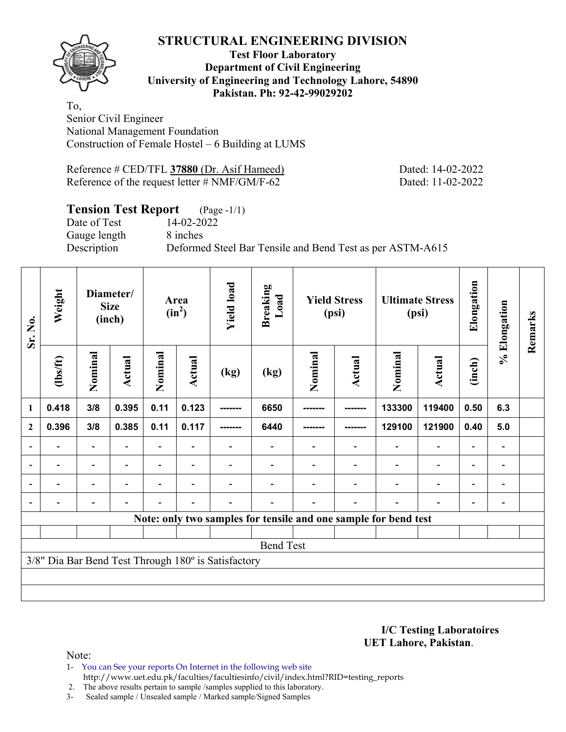# STRUCTURAL ENGINEERING DIVISION

**Test Floor Laboratory**
**Department of Civil Engineering**
**University of Engineering and Technology Lahore, 54890**
**Pakistan. Ph: 92-42-99029202**

To,
Senior Civil Engineer
National Management Foundation
Construction of Female Hostel – 6 Building at LUMS

Reference # CED/TFL **37880** (Dr. Asif Hameed) Dated: 14-02-2022
Reference of the request letter # NMF/GM/F-62 Dated: 11-02-2022

**Tension Test Report** (Page -1/1)
Date of Test 14-02-2022
Gauge length 8 inches
Description Deformed Steel Bar Tensile and Bend Test as per ASTM-A615

| Sr. No. | Weight | Diameter/ Size (inch) | | Area ($in^2$) | | Yield load | Breaking Load | Yield Stress (psi) | | Ultimate Stress (psi) | | Elongation | % Elongation | Remarks |
|---|---|---|---|---|---|---|---|---|---|---|---|---|---|---|
| | (lbs/ft) | Nominal | Actual | Nominal | Actual | (kg) | (kg) | Nominal | Actual | Nominal | Actual | (inch) | | |
| 1 | 0.418 | 3/8 | 0.395 | 0.11 | 0.123 | ------- | 6650 | ------- | ------- | 133300 | 119400 | 0.50 | 6.3 | |
| 2 | 0.396 | 3/8 | 0.385 | 0.11 | 0.117 | ------- | 6440 | ------- | ------- | 129100 | 121900 | 0.40 | 5.0 | |
| - | - | - | - | - | - | - | - | - | - | - | - | - | - | |
| - | - | - | - | - | - | - | - | - | - | - | - | - | - | |
| - | - | - | - | - | - | - | - | - | - | - | - | - | - | |
| - | - | - | - | - | - | - | - | - | - | - | - | - | - | |
| **Note: only two samples for tensile and one sample for bend test** | | | | | | | | | | | | | | |
| Bend Test | | | | | | | | | | | | | | |
| 3/8" Dia Bar Bend Test Through 180º is Satisfactory | | | | | | | | | | | | | | |

**I/C Testing Laboratoires**
**UET Lahore, Pakistan**.

Note:
1- You can See your reports On Internet in the following web site
http://www.uet.edu.pk/faculties/facultiesinfo/civil/index.html?RID=testing_reports
2. The above results pertain to sample /samples supplied to this laboratory.
3- Sealed sample / Unsealed sample / Marked sample/Signed Samples